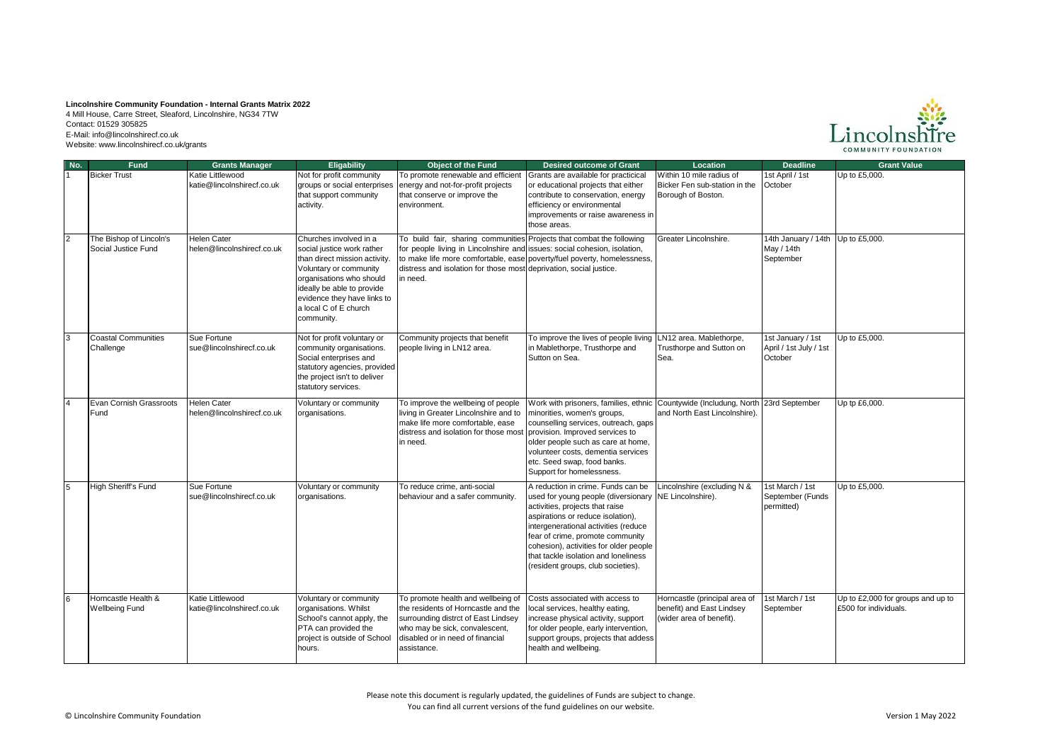**Lincolnshire Community Foundation - Internal Grants Matrix 2022**

4 Mill House, Carre Street, Sleaford, Lincolnshire, NG34 7TW
Contact: 01529 305825
E-Mail: info@lincolnshirecf.co.uk
Website: www.lincolnshirecf.co.uk/grants

| No. | Fund | Grants Manager | Eligability | Object of the Fund | Desired outcome of Grant | Location | Deadline | Grant Value |
|---|---|---|---|---|---|---|---|---|
| 1 | Bicker Trust | Katie Littlewood katie@lincolnshirecf.co.uk | Not for profit community groups or social enterprises that support community activity. | To promote renewable and efficient energy and not-for-profit projects that conserve or improve the environment. | Grants are available for practicical or educational projects that either contribute to conservation, energy efficiency or environmental improvements or raise awareness in those areas. | Within 10 mile radius of Bicker Fen sub-station in the Borough of Boston. | 1st April / 1st October | Up to £5,000. |
| 2 | The Bishop of Lincoln's Social Justice Fund | Helen Cater helen@lincolnshirecf.co.uk | Churches involved in a social justice work rather than direct mission activity. Voluntary or community organisations who should ideally be able to provide evidence they have links to a local C of E church community. | To build fair, sharing communities for people living in Lincolnshire and to make life more comfortable, ease distress and isolation for those most in need. | Projects that combat the following issues: social cohesion, isolation, poverty/fuel poverty, homelessness, deprivation, social justice. | Greater Lincolnshire. | 14th January / 14th May / 14th September | Up to £5,000. |
| 3 | Coastal Communities Challenge | Sue Fortune sue@lincolnshirecf.co.uk | Not for profit voluntary or community organisations. Social enterprises and statutory agencies, provided the project isn't to deliver statutory services. | Community projects that benefit people living in LN12 area. | To improve the lives of people living in Mablethorpe, Trusthorpe and Sutton on Sea. | LN12 area. Mablethorpe, Trusthorpe and Sutton on Sea. | 1st January / 1st April / 1st July / 1st October | Up to £5,000. |
| 4 | Evan Cornish Grassroots Fund | Helen Cater helen@lincolnshirecf.co.uk | Voluntary or community organisations. | To improve the wellbeing of people living in Greater Lincolnshire and to make life more comfortable, ease distress and isolation for those most in need. | Work with prisoners, families, ethnic minorities, women's groups, counselling services, outreach, gaps provision. Improved services to older people such as care at home, volunteer costs, dementia services etc. Seed swap, food banks. Support for homelessness. | Countywide (Includung, North and North East Lincolnshire). | 23rd September | Up tp £6,000. |
| 5 | High Sheriff's Fund | Sue Fortune sue@lincolnshirecf.co.uk | Voluntary or community organisations. | To reduce crime, anti-social behaviour and a safer community. | A reduction in crime. Funds can be used for young people (diversionary activities, projects that raise aspirations or reduce isolation), intergenerational activities (reduce fear of crime, promote community cohesion), activities for older people that tackle isolation and loneliness (resident groups, club societies). | Lincolnshire (excluding N & NE Lincolnshire). | 1st March / 1st September (Funds permitted) | Up to £5,000. |
| 6 | Horncastle Health & Wellbeing Fund | Katie Littlewood katie@lincolnshirecf.co.uk | Voluntary or community organisations. Whilst School's cannot apply, the PTA can provided the project is outside of School hours. | To promote health and wellbeing of the residents of Horncastle and the surrounding distrct of East Lindsey who may be sick, convalescent, disabled or in need of financial assistance. | Costs associated with access to local services, healthy eating, increase physical activity, support for older people, early intervention, support groups, projects that addess health and wellbeing. | Horncastle (principal area of benefit) and East Lindsey (wider area of benefit). | 1st March / 1st September | Up to £2,000 for groups and up to £500 for individuals. |

Please note this document is regularly updated, the guidelines of Funds are subject to change.
You can find all current versions of the fund guidelines on our website.

© Lincolnshire Community Foundation

Version 1 May 2022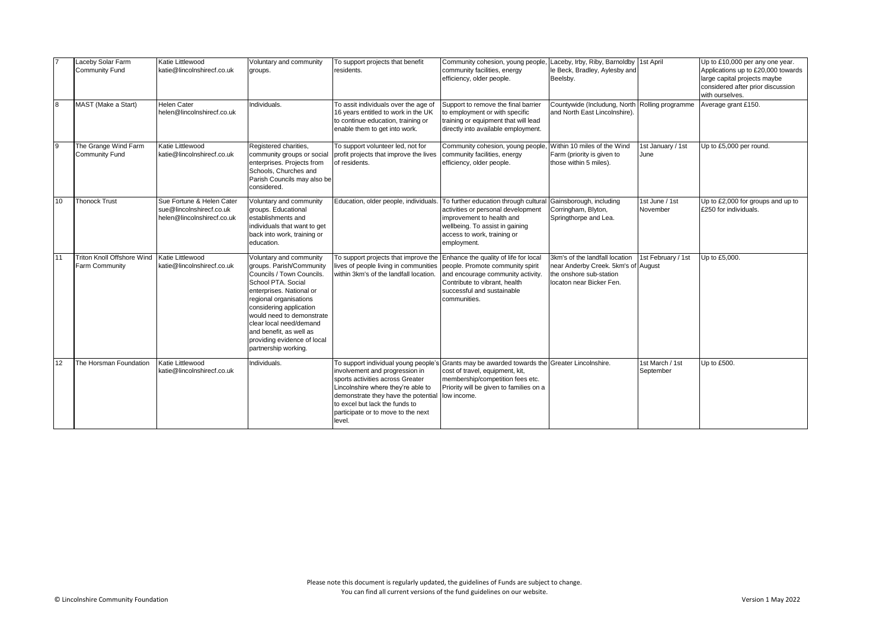| | | | | | | | | |
|---|---|---|---|---|---|---|---|---|
| 7 | Laceby Solar Farm Community Fund | Katie Littlewood katie@lincolnshirecf.co.uk | Voluntary and community groups. | To support projects that benefit residents. | Community cohesion, young people, community facilities, energy efficiency, older people. | Laceby, Irby, Riby, Barnoldby le Beck, Bradley, Aylesby and Beelsby. | 1st April | Up to £10,000 per any one year. Applications up to £20,000 towards large capital projects maybe considered after prior discussion with ourselves. |
| 8 | MAST (Make a Start) | Helen Cater helen@lincolnshirecf.co.uk | Individuals. | To assit individuals over the age of 16 years entitled to work in the UK to continue education, training or enable them to get into work. | Support to remove the final barrier to employment or with specific training or equipment that will lead directly into available employment. | Countywide (Includung, North and North East Lincolnshire). | Rolling programme | Average grant £150. |
| 9 | The Grange Wind Farm Community Fund | Katie Littlewood katie@lincolnshirecf.co.uk | Registered charities, community groups or social enterprises. Projects from Schools, Churches and Parish Councils may also be considered. | To support volunteer led, not for profit projects that improve the lives of residents. | Community cohesion, young people, community facilities, energy efficiency, older people. | Within 10 miles of the Wind Farm (priority is given to those within 5 miles). | 1st January / 1st June | Up to £5,000 per round. |
| 10 | Thonock Trust | Sue Fortune & Helen Cater sue@lincolnshirecf.co.uk helen@lincolnshirecf.co.uk | Voluntary and community groups. Educational establishments and individuals that want to get back into work, training or education. | Education, older people, individuals. | To further education through cultural activities or personal development improvement to health and wellbeing. To assist in gaining access to work, training or employment. | Gainsborough, including Corringham, Blyton, Springthorpe and Lea. | 1st June / 1st November | Up to £2,000 for groups and up to £250 for individuals. |
| 11 | Triton Knoll Offshore Wind Farm Community | Katie Littlewood katie@lincolnshirecf.co.uk | Voluntary and community groups. Parish/Community Councils / Town Councils. School PTA. Social enterprises. National or regional organisations considering application would need to demonstrate clear local need/demand and benefit, as well as providing evidence of local partnership working. | To support projects that improve the lives of people living in communities within 3km's of the landfall location. | Enhance the quality of life for local people. Promote community spirit and encourage community activity. Contribute to vibrant, health successful and sustainable communities. | 3km's of the landfall location near Anderby Creek. 5km's of the onshore sub-station locaton near Bicker Fen. | 1st February / 1st August | Up to £5,000. |
| 12 | The Horsman Foundation | Katie Littlewood katie@lincolnshirecf.co.uk | Individuals. | To support individual young people's involvement and progression in sports activities across Greater Lincolnshire where they're able to demonstrate they have the potential to excel but lack the funds to participate or to move to the next level. | Grants may be awarded towards the cost of travel, equipment, kit, membership/competition fees etc. Priority will be given to families on a low income. | Greater Lincolnshire. | 1st March / 1st September | Up to £500. |

Please note this document is regularly updated, the guidelines of Funds are subject to change.
You can find all current versions of the fund guidelines on our website.

© Lincolnshire Community Foundation

Version 1 May 2022